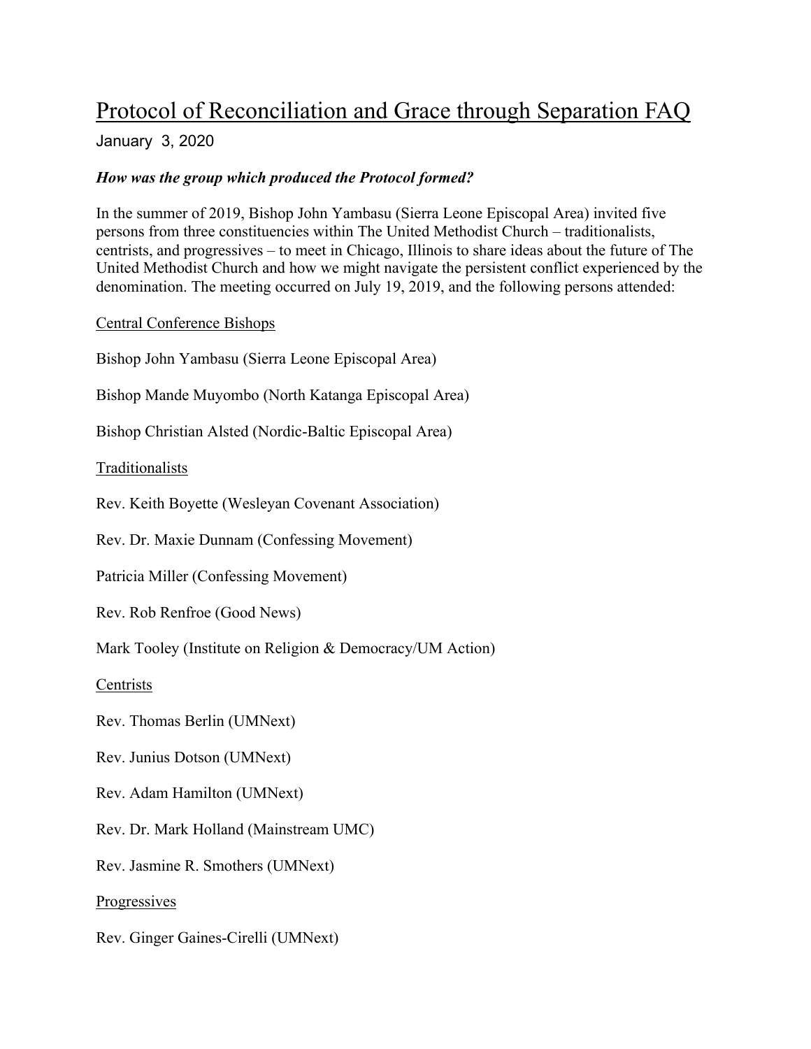# Protocol of Reconciliation and Grace through Separation FAQ

January 3, 2020

***How was the group which produced the Protocol formed?***

In the summer of 2019, Bishop John Yambasu (Sierra Leone Episcopal Area) invited five persons from three constituencies within The United Methodist Church – traditionalists, centrists, and progressives – to meet in Chicago, Illinois to share ideas about the future of The United Methodist Church and how we might navigate the persistent conflict experienced by the denomination. The meeting occurred on July 19, 2019, and the following persons attended:

Central Conference Bishops

Bishop John Yambasu (Sierra Leone Episcopal Area)

Bishop Mande Muyombo (North Katanga Episcopal Area)

Bishop Christian Alsted (Nordic-Baltic Episcopal Area)

Traditionalists

Rev. Keith Boyette (Wesleyan Covenant Association)

Rev. Dr. Maxie Dunnam (Confessing Movement)

Patricia Miller (Confessing Movement)

Rev. Rob Renfroe (Good News)

Mark Tooley (Institute on Religion & Democracy/UM Action)

Centrists

Rev. Thomas Berlin (UMNext)

Rev. Junius Dotson (UMNext)

Rev. Adam Hamilton (UMNext)

Rev. Dr. Mark Holland (Mainstream UMC)

Rev. Jasmine R. Smothers (UMNext)

Progressives

Rev. Ginger Gaines-Cirelli (UMNext)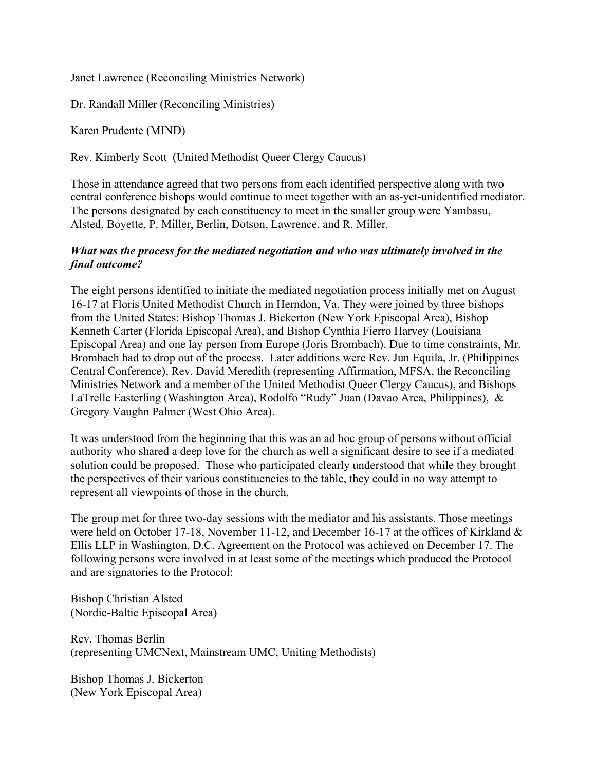Janet Lawrence (Reconciling Ministries Network)

Dr. Randall Miller (Reconciling Ministries)

Karen Prudente (MIND)

Rev. Kimberly Scott (United Methodist Queer Clergy Caucus)

Those in attendance agreed that two persons from each identified perspective along with two central conference bishops would continue to meet together with an as-yet-unidentified mediator. The persons designated by each constituency to meet in the smaller group were Yambasu, Alsted, Boyette, P. Miller, Berlin, Dotson, Lawrence, and R. Miller.

***What was the process for the mediated negotiation and who was ultimately involved in the final outcome?***

The eight persons identified to initiate the mediated negotiation process initially met on August 16-17 at Floris United Methodist Church in Herndon, Va. They were joined by three bishops from the United States: Bishop Thomas J. Bickerton (New York Episcopal Area), Bishop Kenneth Carter (Florida Episcopal Area), and Bishop Cynthia Fierro Harvey (Louisiana Episcopal Area) and one lay person from Europe (Joris Brombach). Due to time constraints, Mr. Brombach had to drop out of the process. Later additions were Rev. Jun Equila, Jr. (Philippines Central Conference), Rev. David Meredith (representing Affirmation, MFSA, the Reconciling Ministries Network and a member of the United Methodist Queer Clergy Caucus), and Bishops LaTrelle Easterling (Washington Area), Rodolfo "Rudy" Juan (Davao Area, Philippines), & Gregory Vaughn Palmer (West Ohio Area).

It was understood from the beginning that this was an ad hoc group of persons without official authority who shared a deep love for the church as well a significant desire to see if a mediated solution could be proposed. Those who participated clearly understood that while they brought the perspectives of their various constituencies to the table, they could in no way attempt to represent all viewpoints of those in the church.

The group met for three two-day sessions with the mediator and his assistants. Those meetings were held on October 17-18, November 11-12, and December 16-17 at the offices of Kirkland & Ellis LLP in Washington, D.C. Agreement on the Protocol was achieved on December 17. The following persons were involved in at least some of the meetings which produced the Protocol and are signatories to the Protocol:

Bishop Christian Alsted
(Nordic-Baltic Episcopal Area)

Rev. Thomas Berlin
(representing UMCNext, Mainstream UMC, Uniting Methodists)

Bishop Thomas J. Bickerton
(New York Episcopal Area)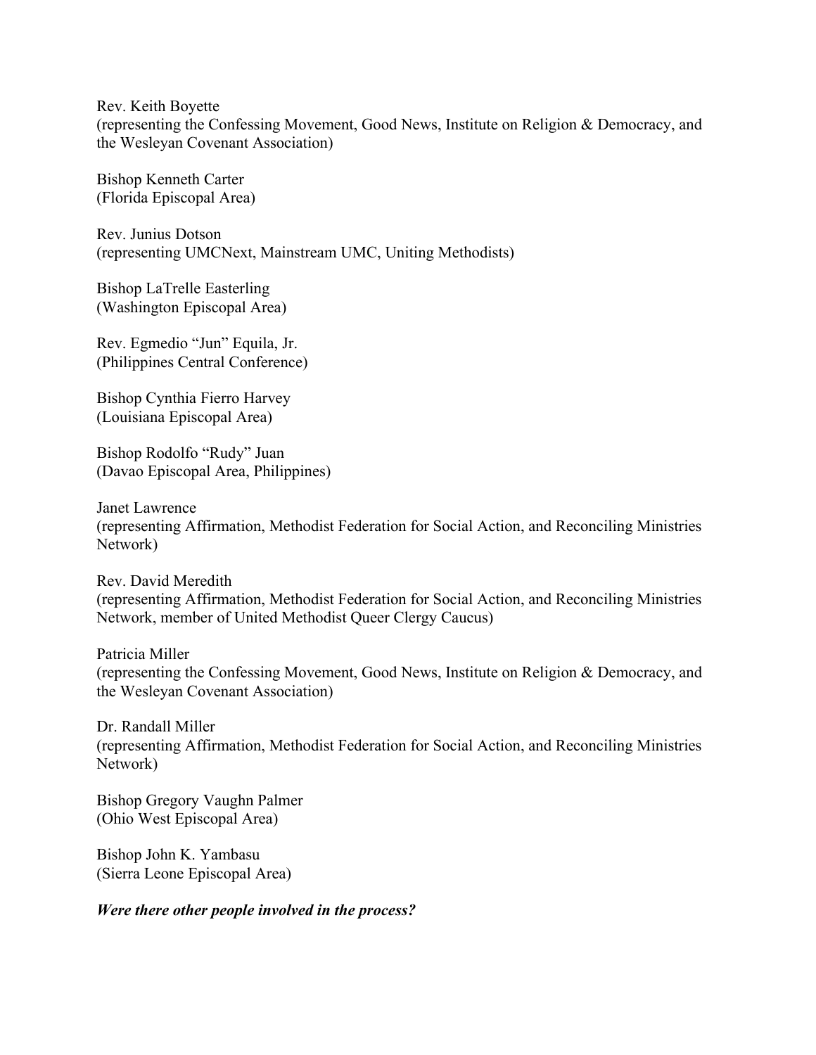Rev. Keith Boyette
(representing the Confessing Movement, Good News, Institute on Religion & Democracy, and the Wesleyan Covenant Association)

Bishop Kenneth Carter
(Florida Episcopal Area)

Rev. Junius Dotson
(representing UMCNext, Mainstream UMC, Uniting Methodists)

Bishop LaTrelle Easterling
(Washington Episcopal Area)

Rev. Egmedio "Jun" Equila, Jr.
(Philippines Central Conference)

Bishop Cynthia Fierro Harvey
(Louisiana Episcopal Area)

Bishop Rodolfo "Rudy" Juan
(Davao Episcopal Area, Philippines)

Janet Lawrence
(representing Affirmation, Methodist Federation for Social Action, and Reconciling Ministries Network)

Rev. David Meredith
(representing Affirmation, Methodist Federation for Social Action, and Reconciling Ministries Network, member of United Methodist Queer Clergy Caucus)

Patricia Miller
(representing the Confessing Movement, Good News, Institute on Religion & Democracy, and the Wesleyan Covenant Association)

Dr. Randall Miller
(representing Affirmation, Methodist Federation for Social Action, and Reconciling Ministries Network)

Bishop Gregory Vaughn Palmer
(Ohio West Episcopal Area)

Bishop John K. Yambasu
(Sierra Leone Episcopal Area)

***Were there other people involved in the process?***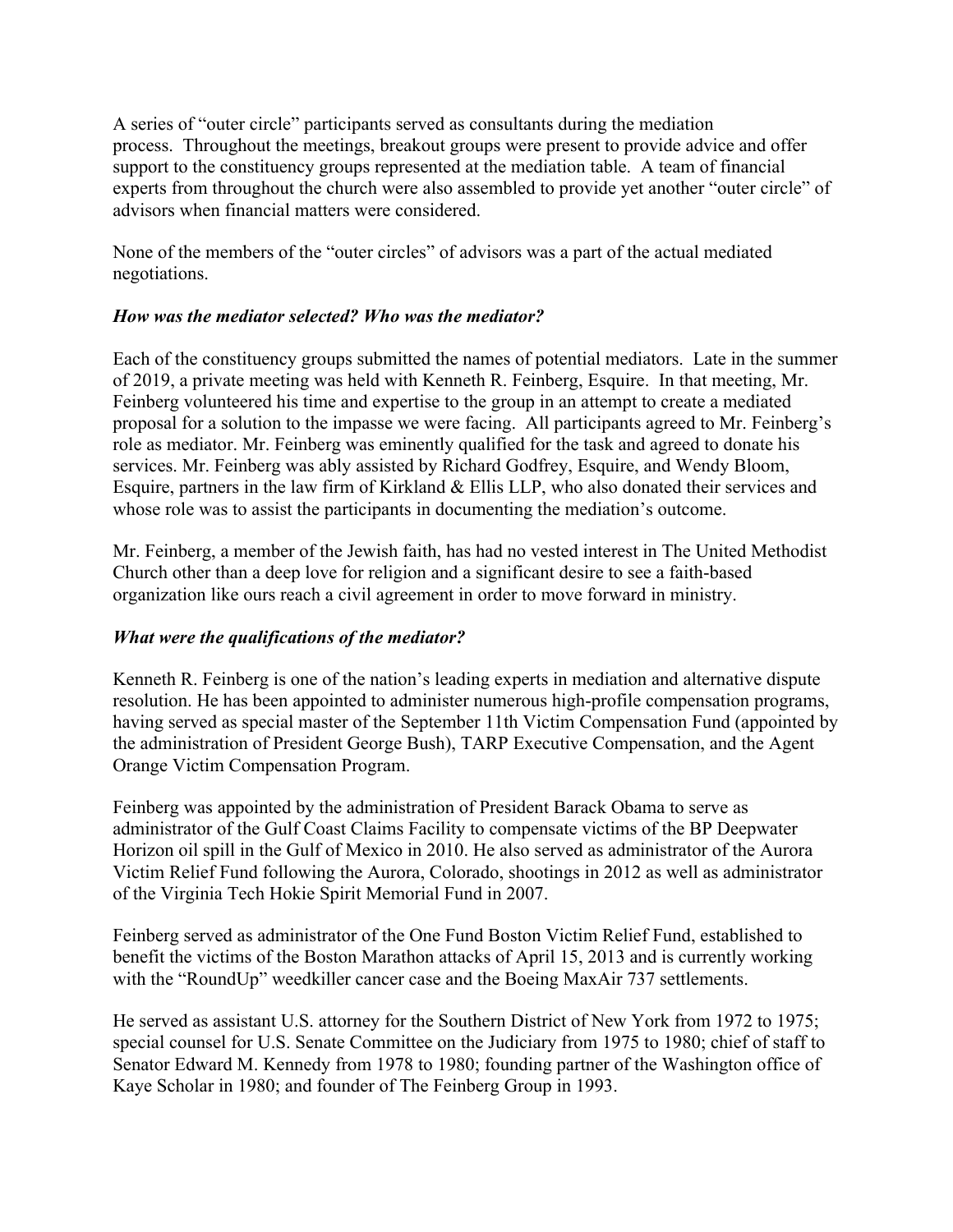A series of "outer circle" participants served as consultants during the mediation process. Throughout the meetings, breakout groups were present to provide advice and offer support to the constituency groups represented at the mediation table. A team of financial experts from throughout the church were also assembled to provide yet another "outer circle" of advisors when financial matters were considered.

None of the members of the "outer circles" of advisors was a part of the actual mediated negotiations.

***How was the mediator selected? Who was the mediator?***

Each of the constituency groups submitted the names of potential mediators. Late in the summer of 2019, a private meeting was held with Kenneth R. Feinberg, Esquire. In that meeting, Mr. Feinberg volunteered his time and expertise to the group in an attempt to create a mediated proposal for a solution to the impasse we were facing. All participants agreed to Mr. Feinberg's role as mediator. Mr. Feinberg was eminently qualified for the task and agreed to donate his services. Mr. Feinberg was ably assisted by Richard Godfrey, Esquire, and Wendy Bloom, Esquire, partners in the law firm of Kirkland & Ellis LLP, who also donated their services and whose role was to assist the participants in documenting the mediation's outcome.

Mr. Feinberg, a member of the Jewish faith, has had no vested interest in The United Methodist Church other than a deep love for religion and a significant desire to see a faith-based organization like ours reach a civil agreement in order to move forward in ministry.

***What were the qualifications of the mediator?***

Kenneth R. Feinberg is one of the nation's leading experts in mediation and alternative dispute resolution. He has been appointed to administer numerous high-profile compensation programs, having served as special master of the September 11th Victim Compensation Fund (appointed by the administration of President George Bush), TARP Executive Compensation, and the Agent Orange Victim Compensation Program.

Feinberg was appointed by the administration of President Barack Obama to serve as administrator of the Gulf Coast Claims Facility to compensate victims of the BP Deepwater Horizon oil spill in the Gulf of Mexico in 2010. He also served as administrator of the Aurora Victim Relief Fund following the Aurora, Colorado, shootings in 2012 as well as administrator of the Virginia Tech Hokie Spirit Memorial Fund in 2007.

Feinberg served as administrator of the One Fund Boston Victim Relief Fund, established to benefit the victims of the Boston Marathon attacks of April 15, 2013 and is currently working with the "RoundUp" weedkiller cancer case and the Boeing MaxAir 737 settlements.

He served as assistant U.S. attorney for the Southern District of New York from 1972 to 1975; special counsel for U.S. Senate Committee on the Judiciary from 1975 to 1980; chief of staff to Senator Edward M. Kennedy from 1978 to 1980; founding partner of the Washington office of Kaye Scholar in 1980; and founder of The Feinberg Group in 1993.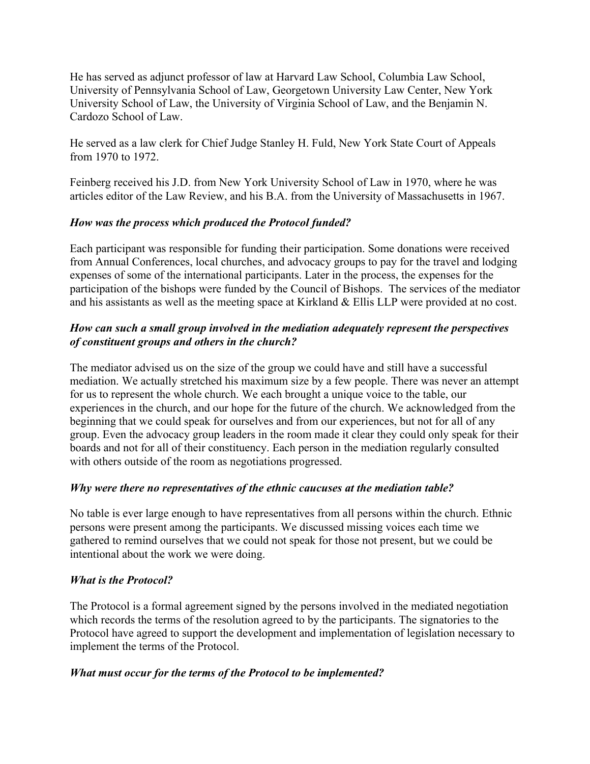He has served as adjunct professor of law at Harvard Law School, Columbia Law School, University of Pennsylvania School of Law, Georgetown University Law Center, New York University School of Law, the University of Virginia School of Law, and the Benjamin N. Cardozo School of Law.

He served as a law clerk for Chief Judge Stanley H. Fuld, New York State Court of Appeals from 1970 to 1972.

Feinberg received his J.D. from New York University School of Law in 1970, where he was articles editor of the Law Review, and his B.A. from the University of Massachusetts in 1967.

### *How was the process which produced the Protocol funded?*

Each participant was responsible for funding their participation. Some donations were received from Annual Conferences, local churches, and advocacy groups to pay for the travel and lodging expenses of some of the international participants. Later in the process, the expenses for the participation of the bishops were funded by the Council of Bishops. The services of the mediator and his assistants as well as the meeting space at Kirkland & Ellis LLP were provided at no cost.

### *How can such a small group involved in the mediation adequately represent the perspectives of constituent groups and others in the church?*

The mediator advised us on the size of the group we could have and still have a successful mediation. We actually stretched his maximum size by a few people. There was never an attempt for us to represent the whole church. We each brought a unique voice to the table, our experiences in the church, and our hope for the future of the church. We acknowledged from the beginning that we could speak for ourselves and from our experiences, but not for all of any group. Even the advocacy group leaders in the room made it clear they could only speak for their boards and not for all of their constituency. Each person in the mediation regularly consulted with others outside of the room as negotiations progressed.

### *Why were there no representatives of the ethnic caucuses at the mediation table?*

No table is ever large enough to have representatives from all persons within the church. Ethnic persons were present among the participants. We discussed missing voices each time we gathered to remind ourselves that we could not speak for those not present, but we could be intentional about the work we were doing.

### *What is the Protocol?*

The Protocol is a formal agreement signed by the persons involved in the mediated negotiation which records the terms of the resolution agreed to by the participants. The signatories to the Protocol have agreed to support the development and implementation of legislation necessary to implement the terms of the Protocol.

### *What must occur for the terms of the Protocol to be implemented?*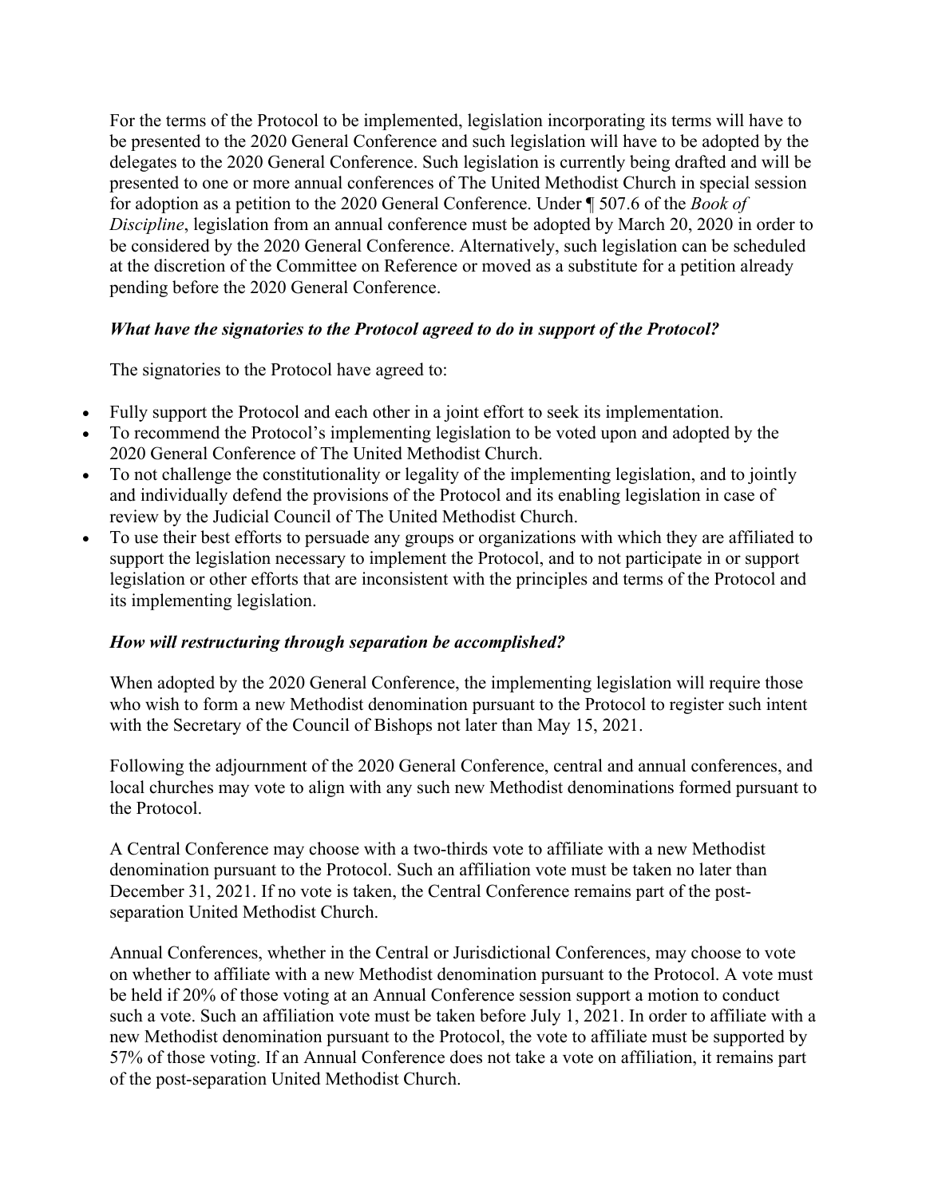For the terms of the Protocol to be implemented, legislation incorporating its terms will have to be presented to the 2020 General Conference and such legislation will have to be adopted by the delegates to the 2020 General Conference. Such legislation is currently being drafted and will be presented to one or more annual conferences of The United Methodist Church in special session for adoption as a petition to the 2020 General Conference. Under ¶ 507.6 of the *Book of Discipline*, legislation from an annual conference must be adopted by March 20, 2020 in order to be considered by the 2020 General Conference. Alternatively, such legislation can be scheduled at the discretion of the Committee on Reference or moved as a substitute for a petition already pending before the 2020 General Conference.

***What have the signatories to the Protocol agreed to do in support of the Protocol?***

The signatories to the Protocol have agreed to:

- Fully support the Protocol and each other in a joint effort to seek its implementation.
- To recommend the Protocol's implementing legislation to be voted upon and adopted by the 2020 General Conference of The United Methodist Church.
- To not challenge the constitutionality or legality of the implementing legislation, and to jointly and individually defend the provisions of the Protocol and its enabling legislation in case of review by the Judicial Council of The United Methodist Church.
- To use their best efforts to persuade any groups or organizations with which they are affiliated to support the legislation necessary to implement the Protocol, and to not participate in or support legislation or other efforts that are inconsistent with the principles and terms of the Protocol and its implementing legislation.

***How will restructuring through separation be accomplished?***

When adopted by the 2020 General Conference, the implementing legislation will require those who wish to form a new Methodist denomination pursuant to the Protocol to register such intent with the Secretary of the Council of Bishops not later than May 15, 2021.

Following the adjournment of the 2020 General Conference, central and annual conferences, and local churches may vote to align with any such new Methodist denominations formed pursuant to the Protocol.

A Central Conference may choose with a two-thirds vote to affiliate with a new Methodist denomination pursuant to the Protocol. Such an affiliation vote must be taken no later than December 31, 2021. If no vote is taken, the Central Conference remains part of the post-separation United Methodist Church.

Annual Conferences, whether in the Central or Jurisdictional Conferences, may choose to vote on whether to affiliate with a new Methodist denomination pursuant to the Protocol. A vote must be held if 20% of those voting at an Annual Conference session support a motion to conduct such a vote. Such an affiliation vote must be taken before July 1, 2021. In order to affiliate with a new Methodist denomination pursuant to the Protocol, the vote to affiliate must be supported by 57% of those voting. If an Annual Conference does not take a vote on affiliation, it remains part of the post-separation United Methodist Church.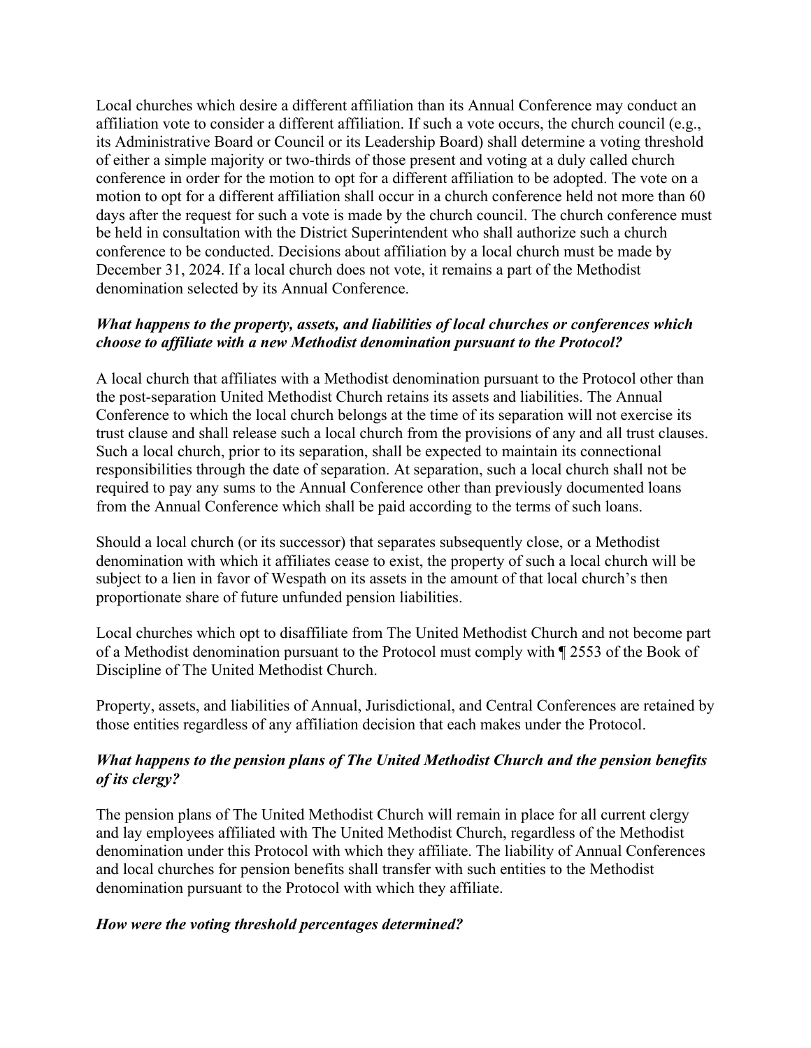Local churches which desire a different affiliation than its Annual Conference may conduct an affiliation vote to consider a different affiliation. If such a vote occurs, the church council (e.g., its Administrative Board or Council or its Leadership Board) shall determine a voting threshold of either a simple majority or two-thirds of those present and voting at a duly called church conference in order for the motion to opt for a different affiliation to be adopted. The vote on a motion to opt for a different affiliation shall occur in a church conference held not more than 60 days after the request for such a vote is made by the church council. The church conference must be held in consultation with the District Superintendent who shall authorize such a church conference to be conducted. Decisions about affiliation by a local church must be made by December 31, 2024. If a local church does not vote, it remains a part of the Methodist denomination selected by its Annual Conference.

***What happens to the property, assets, and liabilities of local churches or conferences which choose to affiliate with a new Methodist denomination pursuant to the Protocol?***

A local church that affiliates with a Methodist denomination pursuant to the Protocol other than the post-separation United Methodist Church retains its assets and liabilities. The Annual Conference to which the local church belongs at the time of its separation will not exercise its trust clause and shall release such a local church from the provisions of any and all trust clauses. Such a local church, prior to its separation, shall be expected to maintain its connectional responsibilities through the date of separation. At separation, such a local church shall not be required to pay any sums to the Annual Conference other than previously documented loans from the Annual Conference which shall be paid according to the terms of such loans.

Should a local church (or its successor) that separates subsequently close, or a Methodist denomination with which it affiliates cease to exist, the property of such a local church will be subject to a lien in favor of Wespath on its assets in the amount of that local church's then proportionate share of future unfunded pension liabilities.

Local churches which opt to disaffiliate from The United Methodist Church and not become part of a Methodist denomination pursuant to the Protocol must comply with ¶ 2553 of the Book of Discipline of The United Methodist Church.

Property, assets, and liabilities of Annual, Jurisdictional, and Central Conferences are retained by those entities regardless of any affiliation decision that each makes under the Protocol.

***What happens to the pension plans of The United Methodist Church and the pension benefits of its clergy?***

The pension plans of The United Methodist Church will remain in place for all current clergy and lay employees affiliated with The United Methodist Church, regardless of the Methodist denomination under this Protocol with which they affiliate. The liability of Annual Conferences and local churches for pension benefits shall transfer with such entities to the Methodist denomination pursuant to the Protocol with which they affiliate.

***How were the voting threshold percentages determined?***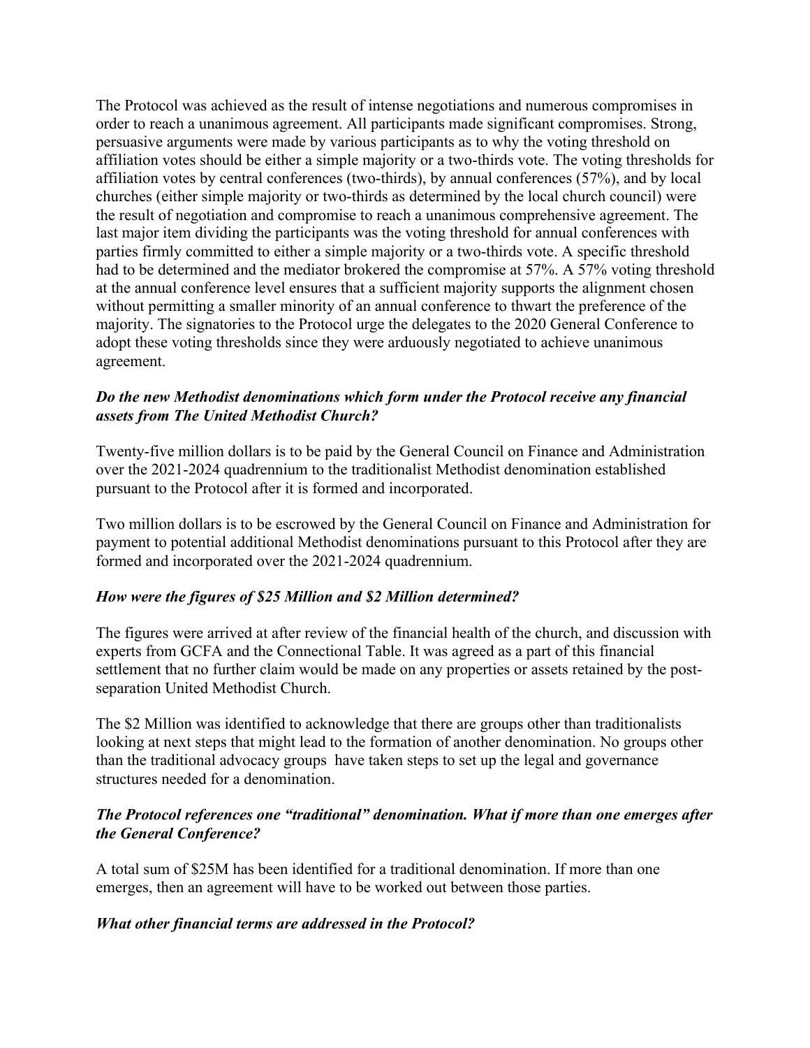The Protocol was achieved as the result of intense negotiations and numerous compromises in order to reach a unanimous agreement. All participants made significant compromises. Strong, persuasive arguments were made by various participants as to why the voting threshold on affiliation votes should be either a simple majority or a two-thirds vote. The voting thresholds for affiliation votes by central conferences (two-thirds), by annual conferences (57%), and by local churches (either simple majority or two-thirds as determined by the local church council) were the result of negotiation and compromise to reach a unanimous comprehensive agreement. The last major item dividing the participants was the voting threshold for annual conferences with parties firmly committed to either a simple majority or a two-thirds vote. A specific threshold had to be determined and the mediator brokered the compromise at 57%. A 57% voting threshold at the annual conference level ensures that a sufficient majority supports the alignment chosen without permitting a smaller minority of an annual conference to thwart the preference of the majority. The signatories to the Protocol urge the delegates to the 2020 General Conference to adopt these voting thresholds since they were arduously negotiated to achieve unanimous agreement.

***Do the new Methodist denominations which form under the Protocol receive any financial assets from The United Methodist Church?***

Twenty-five million dollars is to be paid by the General Council on Finance and Administration over the 2021-2024 quadrennium to the traditionalist Methodist denomination established pursuant to the Protocol after it is formed and incorporated.

Two million dollars is to be escrowed by the General Council on Finance and Administration for payment to potential additional Methodist denominations pursuant to this Protocol after they are formed and incorporated over the 2021-2024 quadrennium.

***How were the figures of $25 Million and $2 Million determined?***

The figures were arrived at after review of the financial health of the church, and discussion with experts from GCFA and the Connectional Table. It was agreed as a part of this financial settlement that no further claim would be made on any properties or assets retained by the post-separation United Methodist Church.

The $2 Million was identified to acknowledge that there are groups other than traditionalists looking at next steps that might lead to the formation of another denomination. No groups other than the traditional advocacy groups have taken steps to set up the legal and governance structures needed for a denomination.

***The Protocol references one "traditional" denomination. What if more than one emerges after the General Conference?***

A total sum of $25M has been identified for a traditional denomination. If more than one emerges, then an agreement will have to be worked out between those parties.

***What other financial terms are addressed in the Protocol?***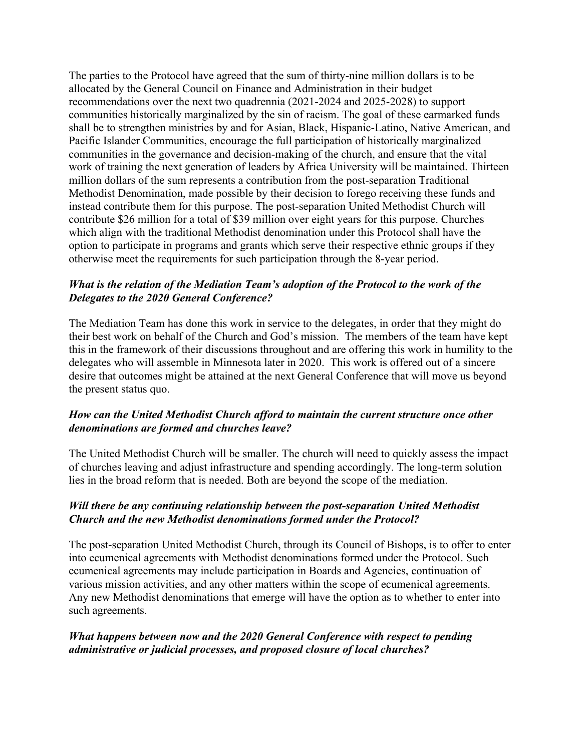The parties to the Protocol have agreed that the sum of thirty-nine million dollars is to be allocated by the General Council on Finance and Administration in their budget recommendations over the next two quadrennia (2021-2024 and 2025-2028) to support communities historically marginalized by the sin of racism. The goal of these earmarked funds shall be to strengthen ministries by and for Asian, Black, Hispanic-Latino, Native American, and Pacific Islander Communities, encourage the full participation of historically marginalized communities in the governance and decision-making of the church, and ensure that the vital work of training the next generation of leaders by Africa University will be maintained. Thirteen million dollars of the sum represents a contribution from the post-separation Traditional Methodist Denomination, made possible by their decision to forego receiving these funds and instead contribute them for this purpose. The post-separation United Methodist Church will contribute $26 million for a total of $39 million over eight years for this purpose. Churches which align with the traditional Methodist denomination under this Protocol shall have the option to participate in programs and grants which serve their respective ethnic groups if they otherwise meet the requirements for such participation through the 8-year period.

***What is the relation of the Mediation Team's adoption of the Protocol to the work of the Delegates to the 2020 General Conference?***

The Mediation Team has done this work in service to the delegates, in order that they might do their best work on behalf of the Church and God's mission. The members of the team have kept this in the framework of their discussions throughout and are offering this work in humility to the delegates who will assemble in Minnesota later in 2020. This work is offered out of a sincere desire that outcomes might be attained at the next General Conference that will move us beyond the present status quo.

***How can the United Methodist Church afford to maintain the current structure once other denominations are formed and churches leave?***

The United Methodist Church will be smaller. The church will need to quickly assess the impact of churches leaving and adjust infrastructure and spending accordingly. The long-term solution lies in the broad reform that is needed. Both are beyond the scope of the mediation.

***Will there be any continuing relationship between the post-separation United Methodist Church and the new Methodist denominations formed under the Protocol?***

The post-separation United Methodist Church, through its Council of Bishops, is to offer to enter into ecumenical agreements with Methodist denominations formed under the Protocol. Such ecumenical agreements may include participation in Boards and Agencies, continuation of various mission activities, and any other matters within the scope of ecumenical agreements. Any new Methodist denominations that emerge will have the option as to whether to enter into such agreements.

***What happens between now and the 2020 General Conference with respect to pending administrative or judicial processes, and proposed closure of local churches?***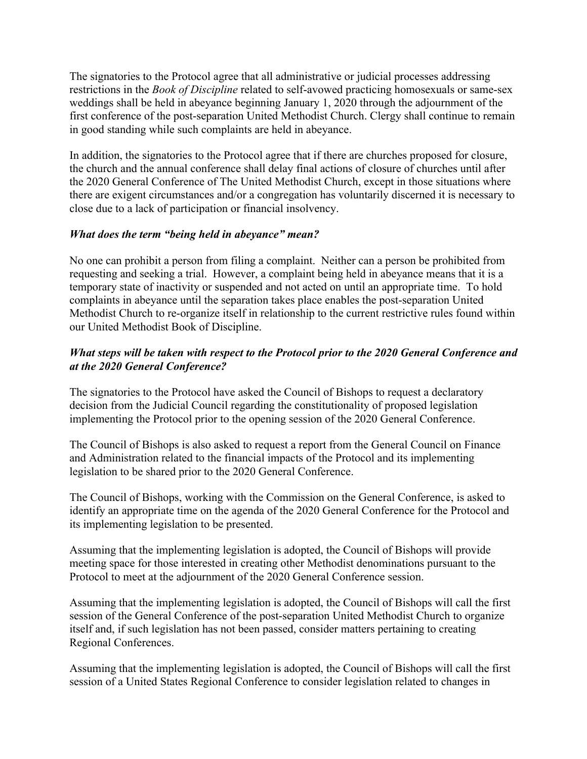The signatories to the Protocol agree that all administrative or judicial processes addressing restrictions in the *Book of Discipline* related to self-avowed practicing homosexuals or same-sex weddings shall be held in abeyance beginning January 1, 2020 through the adjournment of the first conference of the post-separation United Methodist Church. Clergy shall continue to remain in good standing while such complaints are held in abeyance.

In addition, the signatories to the Protocol agree that if there are churches proposed for closure, the church and the annual conference shall delay final actions of closure of churches until after the 2020 General Conference of The United Methodist Church, except in those situations where there are exigent circumstances and/or a congregation has voluntarily discerned it is necessary to close due to a lack of participation or financial insolvency.

***What does the term "being held in abeyance" mean?***

No one can prohibit a person from filing a complaint. Neither can a person be prohibited from requesting and seeking a trial. However, a complaint being held in abeyance means that it is a temporary state of inactivity or suspended and not acted on until an appropriate time. To hold complaints in abeyance until the separation takes place enables the post-separation United Methodist Church to re-organize itself in relationship to the current restrictive rules found within our United Methodist Book of Discipline.

***What steps will be taken with respect to the Protocol prior to the 2020 General Conference and at the 2020 General Conference?***

The signatories to the Protocol have asked the Council of Bishops to request a declaratory decision from the Judicial Council regarding the constitutionality of proposed legislation implementing the Protocol prior to the opening session of the 2020 General Conference.

The Council of Bishops is also asked to request a report from the General Council on Finance and Administration related to the financial impacts of the Protocol and its implementing legislation to be shared prior to the 2020 General Conference.

The Council of Bishops, working with the Commission on the General Conference, is asked to identify an appropriate time on the agenda of the 2020 General Conference for the Protocol and its implementing legislation to be presented.

Assuming that the implementing legislation is adopted, the Council of Bishops will provide meeting space for those interested in creating other Methodist denominations pursuant to the Protocol to meet at the adjournment of the 2020 General Conference session.

Assuming that the implementing legislation is adopted, the Council of Bishops will call the first session of the General Conference of the post-separation United Methodist Church to organize itself and, if such legislation has not been passed, consider matters pertaining to creating Regional Conferences.

Assuming that the implementing legislation is adopted, the Council of Bishops will call the first session of a United States Regional Conference to consider legislation related to changes in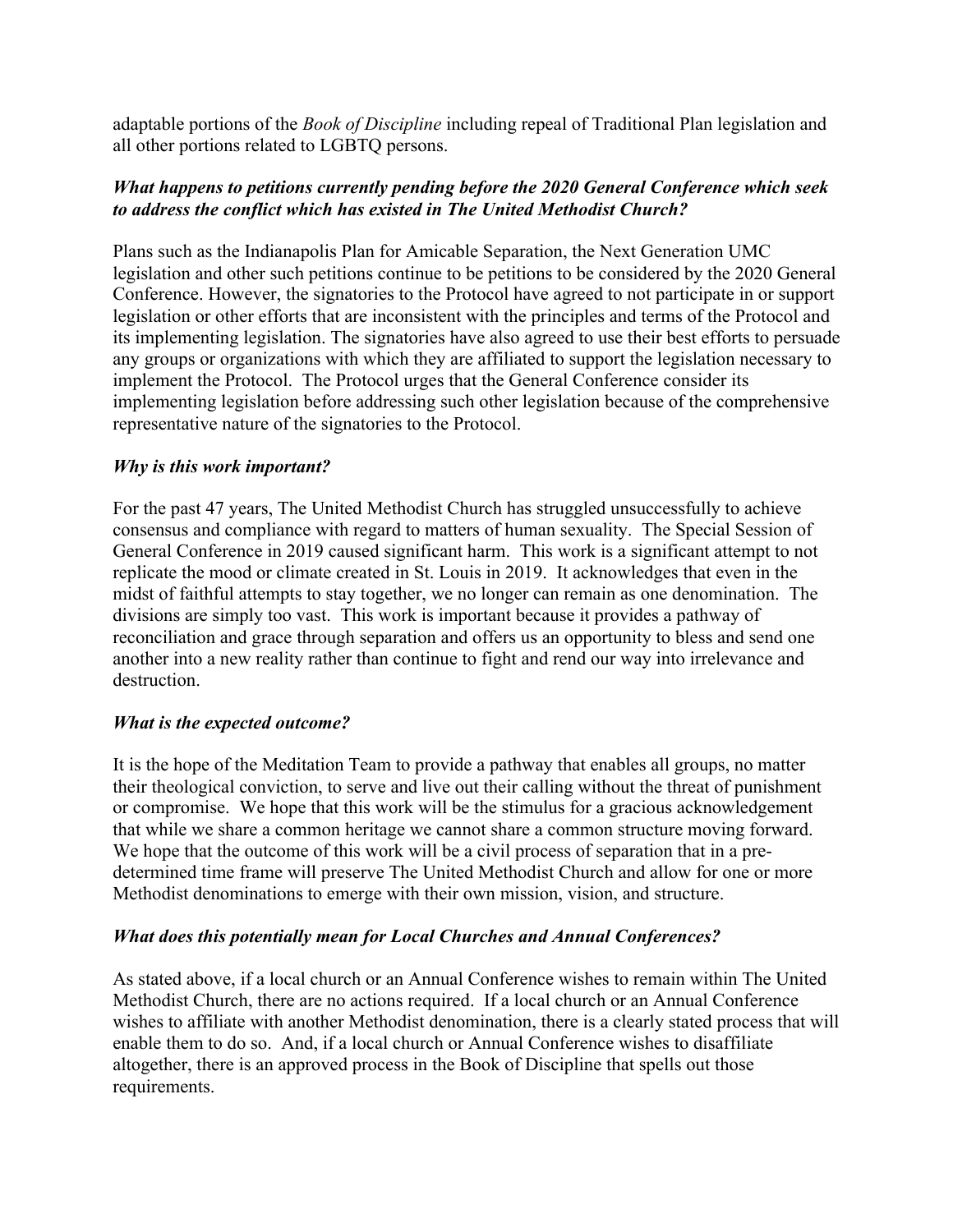adaptable portions of the *Book of Discipline* including repeal of Traditional Plan legislation and all other portions related to LGBTQ persons.

### *What happens to petitions currently pending before the 2020 General Conference which seek to address the conflict which has existed in The United Methodist Church?*

Plans such as the Indianapolis Plan for Amicable Separation, the Next Generation UMC legislation and other such petitions continue to be petitions to be considered by the 2020 General Conference. However, the signatories to the Protocol have agreed to not participate in or support legislation or other efforts that are inconsistent with the principles and terms of the Protocol and its implementing legislation. The signatories have also agreed to use their best efforts to persuade any groups or organizations with which they are affiliated to support the legislation necessary to implement the Protocol. The Protocol urges that the General Conference consider its implementing legislation before addressing such other legislation because of the comprehensive representative nature of the signatories to the Protocol.

### *Why is this work important?*

For the past 47 years, The United Methodist Church has struggled unsuccessfully to achieve consensus and compliance with regard to matters of human sexuality. The Special Session of General Conference in 2019 caused significant harm. This work is a significant attempt to not replicate the mood or climate created in St. Louis in 2019. It acknowledges that even in the midst of faithful attempts to stay together, we no longer can remain as one denomination. The divisions are simply too vast. This work is important because it provides a pathway of reconciliation and grace through separation and offers us an opportunity to bless and send one another into a new reality rather than continue to fight and rend our way into irrelevance and destruction.

### *What is the expected outcome?*

It is the hope of the Meditation Team to provide a pathway that enables all groups, no matter their theological conviction, to serve and live out their calling without the threat of punishment or compromise. We hope that this work will be the stimulus for a gracious acknowledgement that while we share a common heritage we cannot share a common structure moving forward. We hope that the outcome of this work will be a civil process of separation that in a pre-determined time frame will preserve The United Methodist Church and allow for one or more Methodist denominations to emerge with their own mission, vision, and structure.

### *What does this potentially mean for Local Churches and Annual Conferences?*

As stated above, if a local church or an Annual Conference wishes to remain within The United Methodist Church, there are no actions required. If a local church or an Annual Conference wishes to affiliate with another Methodist denomination, there is a clearly stated process that will enable them to do so. And, if a local church or Annual Conference wishes to disaffiliate altogether, there is an approved process in the Book of Discipline that spells out those requirements.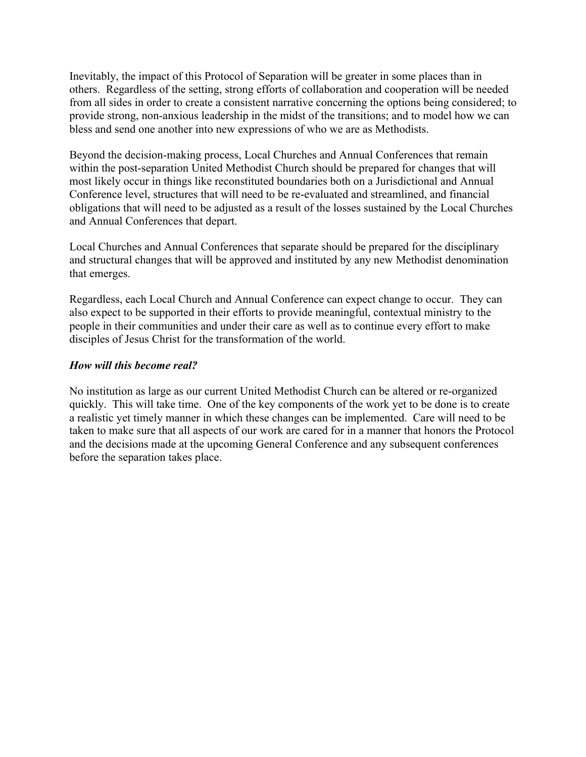Inevitably, the impact of this Protocol of Separation will be greater in some places than in others. Regardless of the setting, strong efforts of collaboration and cooperation will be needed from all sides in order to create a consistent narrative concerning the options being considered; to provide strong, non-anxious leadership in the midst of the transitions; and to model how we can bless and send one another into new expressions of who we are as Methodists.

Beyond the decision-making process, Local Churches and Annual Conferences that remain within the post-separation United Methodist Church should be prepared for changes that will most likely occur in things like reconstituted boundaries both on a Jurisdictional and Annual Conference level, structures that will need to be re-evaluated and streamlined, and financial obligations that will need to be adjusted as a result of the losses sustained by the Local Churches and Annual Conferences that depart.

Local Churches and Annual Conferences that separate should be prepared for the disciplinary and structural changes that will be approved and instituted by any new Methodist denomination that emerges.

Regardless, each Local Church and Annual Conference can expect change to occur. They can also expect to be supported in their efforts to provide meaningful, contextual ministry to the people in their communities and under their care as well as to continue every effort to make disciples of Jesus Christ for the transformation of the world.

***How will this become real?***

No institution as large as our current United Methodist Church can be altered or re-organized quickly. This will take time. One of the key components of the work yet to be done is to create a realistic yet timely manner in which these changes can be implemented. Care will need to be taken to make sure that all aspects of our work are cared for in a manner that honors the Protocol and the decisions made at the upcoming General Conference and any subsequent conferences before the separation takes place.